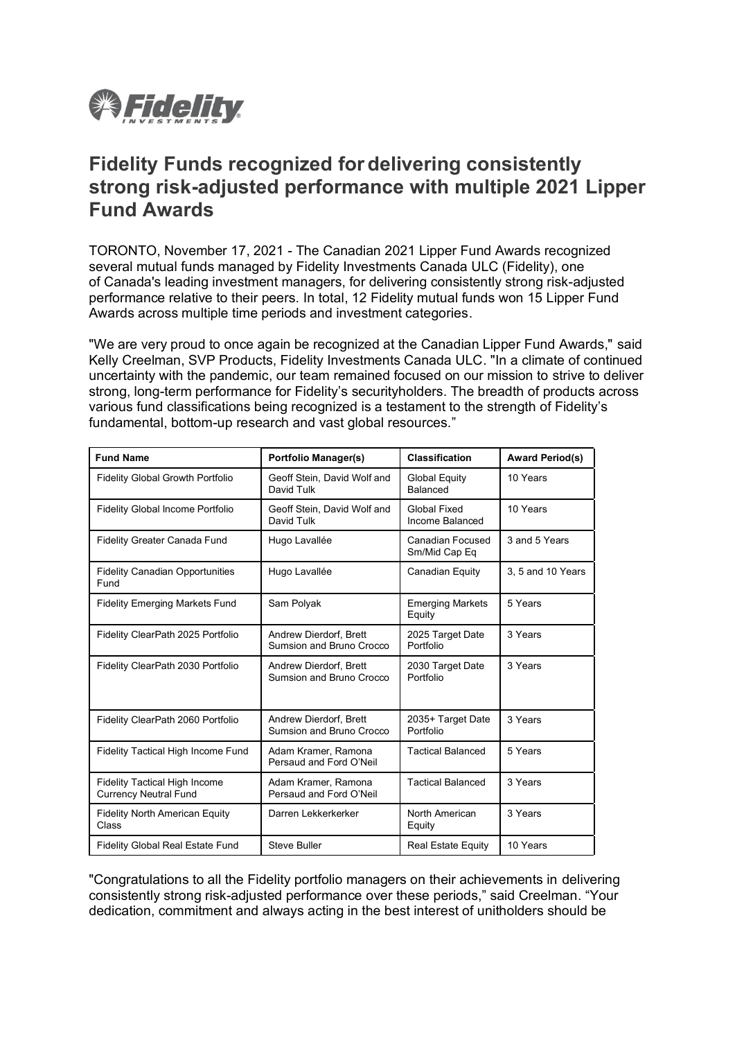# Fidelity Funds recognized for delivering consistently strong risk-adjusted performance with multiple 2021 Lipper Fund Awards

TORONTO, November 17, 2021 - The Canadian 2021 Lipper Fund Awards recognized several mutual funds managed by Fidelity Investments Canada ULC (Fidelity), one of Canada's leading investment managers, for delivering consistently strong risk-adjusted performance relative to their peers. In total, 12 Fidelity mutual funds won 15 Lipper Fund Awards across multiple time periods and investment categories.

"We are very proud to once again be recognized at the Canadian Lipper Fund Awards," said Kelly Creelman, SVP Products, Fidelity Investments Canada ULC. "In a climate of continued uncertainty with the pandemic, our team remained focused on our mission to strive to deliver strong, long-term performance for Fidelity's securityholders. The breadth of products across various fund classifications being recognized is a testament to the strength of Fidelity's fundamental, bottom-up research and vast global resources."

| Fund Name | Portfolio Manager(s) | Classification | Award Period(s) |
|---|---|---|---|
| Fidelity Global Growth Portfolio | Geoff Stein, David Wolf and David Tulk | Global Equity Balanced | 10 Years |
| Fidelity Global Income Portfolio | Geoff Stein, David Wolf and David Tulk | Global Fixed Income Balanced | 10 Years |
| Fidelity Greater Canada Fund | Hugo Lavallée | Canadian Focused Sm/Mid Cap Eq | 3 and 5 Years |
| Fidelity Canadian Opportunities Fund | Hugo Lavallée | Canadian Equity | 3, 5 and 10 Years |
| Fidelity Emerging Markets Fund | Sam Polyak | Emerging Markets Equity | 5 Years |
| Fidelity ClearPath 2025 Portfolio | Andrew Dierdorf, Brett Sumsion and Bruno Crocco | 2025 Target Date Portfolio | 3 Years |
| Fidelity ClearPath 2030 Portfolio | Andrew Dierdorf, Brett Sumsion and Bruno Crocco | 2030 Target Date Portfolio | 3 Years |
| Fidelity ClearPath 2060 Portfolio | Andrew Dierdorf, Brett Sumsion and Bruno Crocco | 2035+ Target Date Portfolio | 3 Years |
| Fidelity Tactical High Income Fund | Adam Kramer, Ramona Persaud and Ford O'Neil | Tactical Balanced | 5 Years |
| Fidelity Tactical High Income Currency Neutral Fund | Adam Kramer, Ramona Persaud and Ford O'Neil | Tactical Balanced | 3 Years |
| Fidelity North American Equity Class | Darren Lekkerkerker | North American Equity | 3 Years |
| Fidelity Global Real Estate Fund | Steve Buller | Real Estate Equity | 10 Years |

"Congratulations to all the Fidelity portfolio managers on their achievements in delivering consistently strong risk-adjusted performance over these periods," said Creelman. "Your dedication, commitment and always acting in the best interest of unitholders should be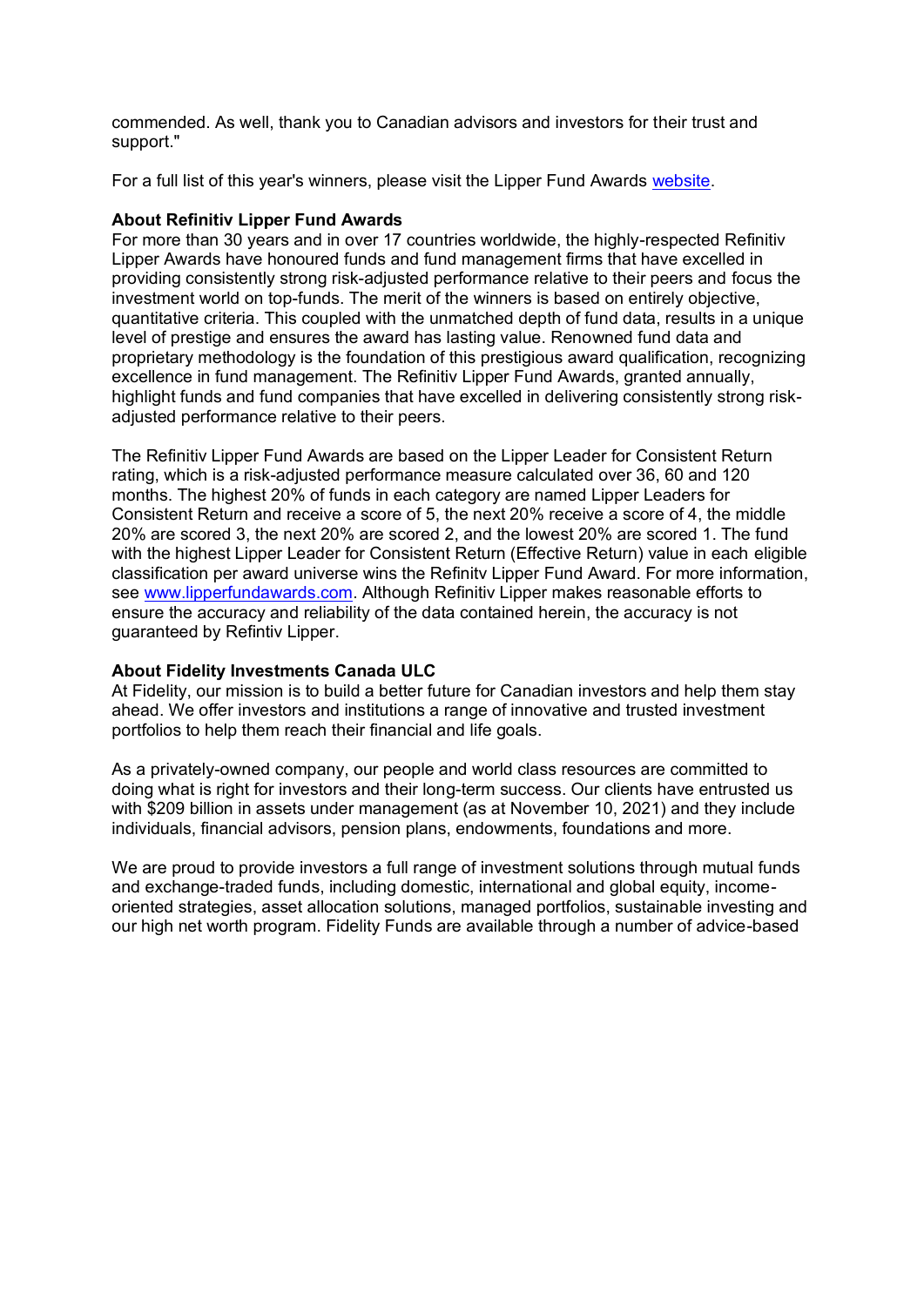commended. As well, thank you to Canadian advisors and investors for their trust and support."

For a full list of this year's winners, please visit the Lipper Fund Awards [website](#).

**About Refinitiv Lipper Fund Awards**
For more than 30 years and in over 17 countries worldwide, the highly-respected Refinitiv Lipper Awards have honoured funds and fund management firms that have excelled in providing consistently strong risk-adjusted performance relative to their peers and focus the investment world on top-funds. The merit of the winners is based on entirely objective, quantitative criteria. This coupled with the unmatched depth of fund data, results in a unique level of prestige and ensures the award has lasting value. Renowned fund data and proprietary methodology is the foundation of this prestigious award qualification, recognizing excellence in fund management. The Refinitiv Lipper Fund Awards, granted annually, highlight funds and fund companies that have excelled in delivering consistently strong risk-adjusted performance relative to their peers.

The Refinitiv Lipper Fund Awards are based on the Lipper Leader for Consistent Return rating, which is a risk-adjusted performance measure calculated over 36, 60 and 120 months. The highest 20% of funds in each category are named Lipper Leaders for Consistent Return and receive a score of 5, the next 20% receive a score of 4, the middle 20% are scored 3, the next 20% are scored 2, and the lowest 20% are scored 1. The fund with the highest Lipper Leader for Consistent Return (Effective Return) value in each eligible classification per award universe wins the Refinitv Lipper Fund Award. For more information, see [www.lipperfundawards.com](http://www.lipperfundawards.com). Although Refinitiv Lipper makes reasonable efforts to ensure the accuracy and reliability of the data contained herein, the accuracy is not guaranteed by Refintiv Lipper.

**About Fidelity Investments Canada ULC**
At Fidelity, our mission is to build a better future for Canadian investors and help them stay ahead. We offer investors and institutions a range of innovative and trusted investment portfolios to help them reach their financial and life goals.

As a privately-owned company, our people and world class resources are committed to doing what is right for investors and their long-term success. Our clients have entrusted us with $209 billion in assets under management (as at November 10, 2021) and they include individuals, financial advisors, pension plans, endowments, foundations and more.

We are proud to provide investors a full range of investment solutions through mutual funds and exchange-traded funds, including domestic, international and global equity, income-oriented strategies, asset allocation solutions, managed portfolios, sustainable investing and our high net worth program. Fidelity Funds are available through a number of advice-based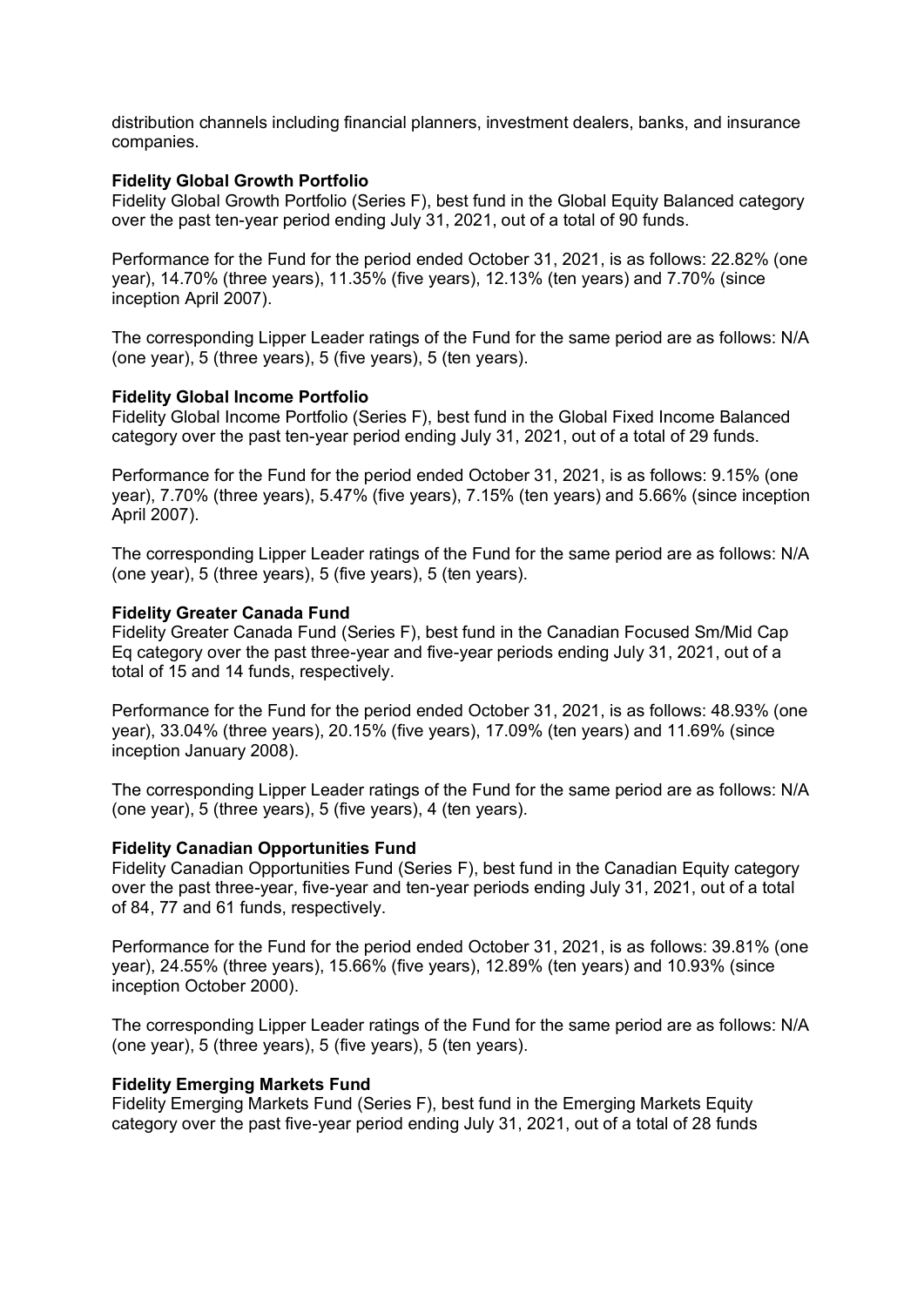distribution channels including financial planners, investment dealers, banks, and insurance companies.

**Fidelity Global Growth Portfolio**
Fidelity Global Growth Portfolio (Series F), best fund in the Global Equity Balanced category over the past ten-year period ending July 31, 2021, out of a total of 90 funds.

Performance for the Fund for the period ended October 31, 2021, is as follows: 22.82% (one year), 14.70% (three years), 11.35% (five years), 12.13% (ten years) and 7.70% (since inception April 2007).

The corresponding Lipper Leader ratings of the Fund for the same period are as follows: N/A (one year), 5 (three years), 5 (five years), 5 (ten years).

**Fidelity Global Income Portfolio**
Fidelity Global Income Portfolio (Series F), best fund in the Global Fixed Income Balanced category over the past ten-year period ending July 31, 2021, out of a total of 29 funds.

Performance for the Fund for the period ended October 31, 2021, is as follows: 9.15% (one year), 7.70% (three years), 5.47% (five years), 7.15% (ten years) and 5.66% (since inception April 2007).

The corresponding Lipper Leader ratings of the Fund for the same period are as follows: N/A (one year), 5 (three years), 5 (five years), 5 (ten years).

**Fidelity Greater Canada Fund**
Fidelity Greater Canada Fund (Series F), best fund in the Canadian Focused Sm/Mid Cap Eq category over the past three-year and five-year periods ending July 31, 2021, out of a total of 15 and 14 funds, respectively.

Performance for the Fund for the period ended October 31, 2021, is as follows: 48.93% (one year), 33.04% (three years), 20.15% (five years), 17.09% (ten years) and 11.69% (since inception January 2008).

The corresponding Lipper Leader ratings of the Fund for the same period are as follows: N/A (one year), 5 (three years), 5 (five years), 4 (ten years).

**Fidelity Canadian Opportunities Fund**
Fidelity Canadian Opportunities Fund (Series F), best fund in the Canadian Equity category over the past three-year, five-year and ten-year periods ending July 31, 2021, out of a total of 84, 77 and 61 funds, respectively.

Performance for the Fund for the period ended October 31, 2021, is as follows: 39.81% (one year), 24.55% (three years), 15.66% (five years), 12.89% (ten years) and 10.93% (since inception October 2000).

The corresponding Lipper Leader ratings of the Fund for the same period are as follows: N/A (one year), 5 (three years), 5 (five years), 5 (ten years).

**Fidelity Emerging Markets Fund**
Fidelity Emerging Markets Fund (Series F), best fund in the Emerging Markets Equity category over the past five-year period ending July 31, 2021, out of a total of 28 funds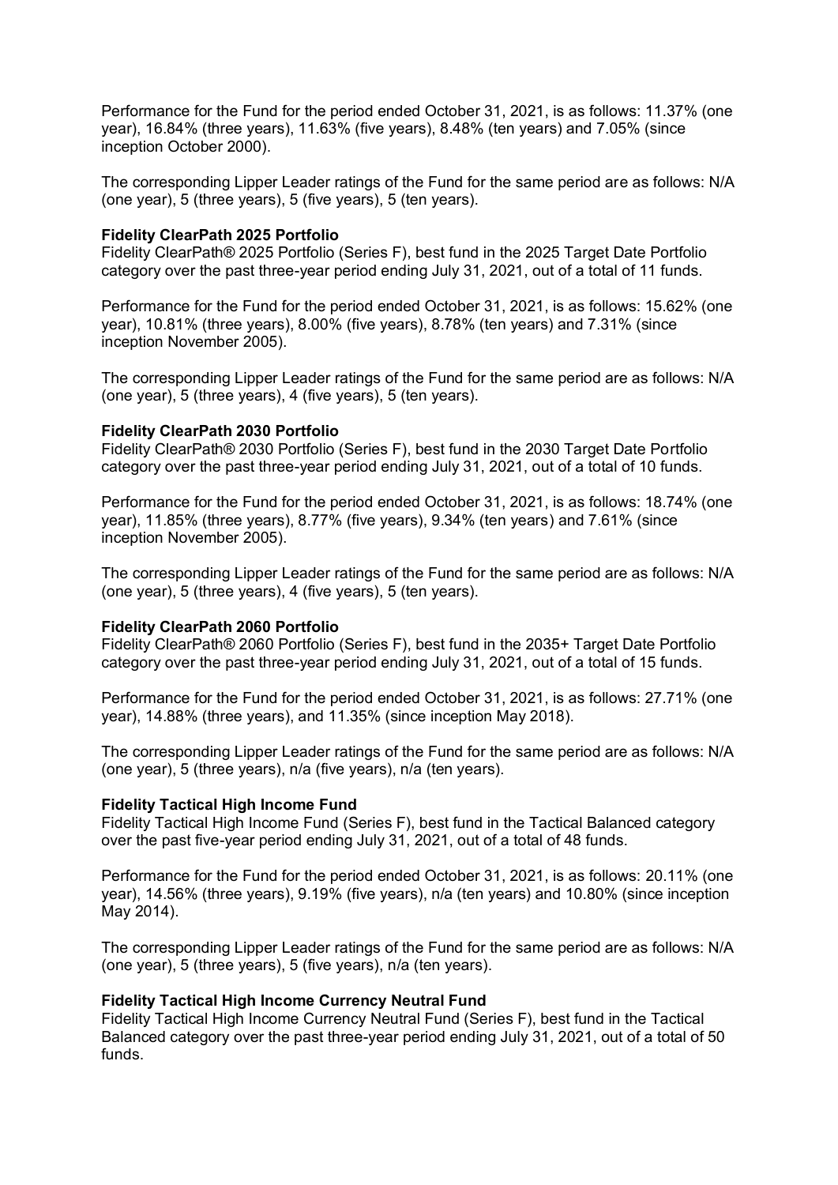Performance for the Fund for the period ended October 31, 2021, is as follows: 11.37% (one year), 16.84% (three years), 11.63% (five years), 8.48% (ten years) and 7.05% (since inception October 2000).

The corresponding Lipper Leader ratings of the Fund for the same period are as follows: N/A (one year), 5 (three years), 5 (five years), 5 (ten years).

**Fidelity ClearPath 2025 Portfolio**
Fidelity ClearPath® 2025 Portfolio (Series F), best fund in the 2025 Target Date Portfolio category over the past three-year period ending July 31, 2021, out of a total of 11 funds.

Performance for the Fund for the period ended October 31, 2021, is as follows: 15.62% (one year), 10.81% (three years), 8.00% (five years), 8.78% (ten years) and 7.31% (since inception November 2005).

The corresponding Lipper Leader ratings of the Fund for the same period are as follows: N/A (one year), 5 (three years), 4 (five years), 5 (ten years).

**Fidelity ClearPath 2030 Portfolio**
Fidelity ClearPath® 2030 Portfolio (Series F), best fund in the 2030 Target Date Portfolio category over the past three-year period ending July 31, 2021, out of a total of 10 funds.

Performance for the Fund for the period ended October 31, 2021, is as follows: 18.74% (one year), 11.85% (three years), 8.77% (five years), 9.34% (ten years) and 7.61% (since inception November 2005).

The corresponding Lipper Leader ratings of the Fund for the same period are as follows: N/A (one year), 5 (three years), 4 (five years), 5 (ten years).

**Fidelity ClearPath 2060 Portfolio**
Fidelity ClearPath® 2060 Portfolio (Series F), best fund in the 2035+ Target Date Portfolio category over the past three-year period ending July 31, 2021, out of a total of 15 funds.

Performance for the Fund for the period ended October 31, 2021, is as follows: 27.71% (one year), 14.88% (three years), and 11.35% (since inception May 2018).

The corresponding Lipper Leader ratings of the Fund for the same period are as follows: N/A (one year), 5 (three years), n/a (five years), n/a (ten years).

**Fidelity Tactical High Income Fund**
Fidelity Tactical High Income Fund (Series F), best fund in the Tactical Balanced category over the past five-year period ending July 31, 2021, out of a total of 48 funds.

Performance for the Fund for the period ended October 31, 2021, is as follows: 20.11% (one year), 14.56% (three years), 9.19% (five years), n/a (ten years) and 10.80% (since inception May 2014).

The corresponding Lipper Leader ratings of the Fund for the same period are as follows: N/A (one year), 5 (three years), 5 (five years), n/a (ten years).

**Fidelity Tactical High Income Currency Neutral Fund**
Fidelity Tactical High Income Currency Neutral Fund (Series F), best fund in the Tactical Balanced category over the past three-year period ending July 31, 2021, out of a total of 50 funds.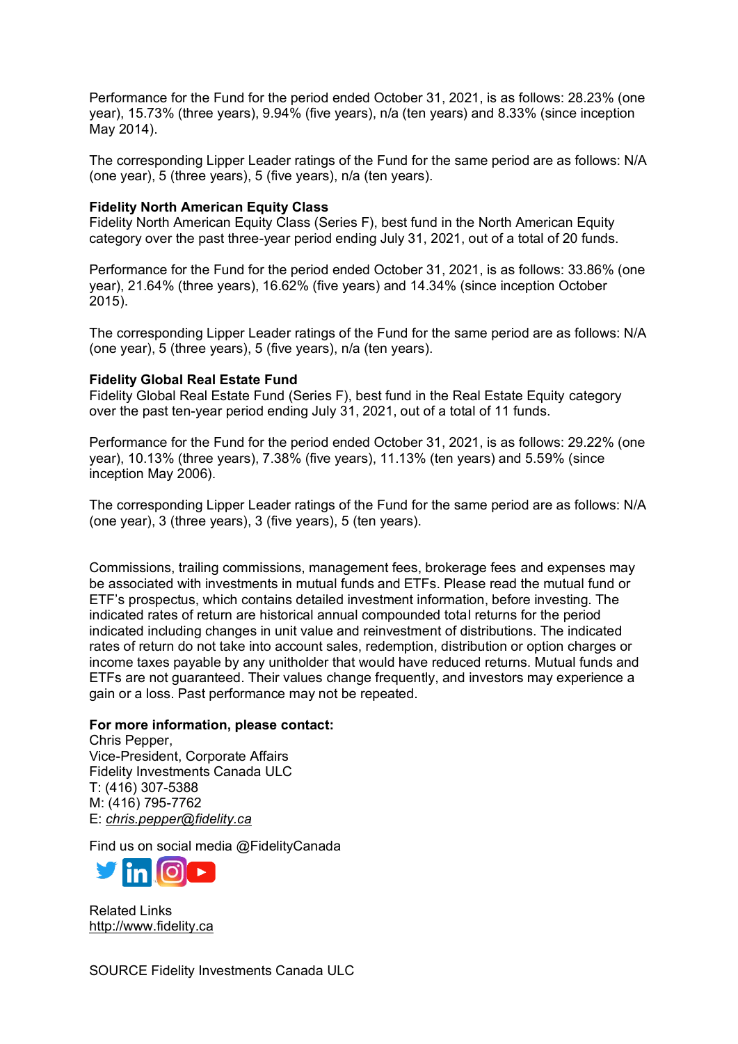Performance for the Fund for the period ended October 31, 2021, is as follows: 28.23% (one year), 15.73% (three years), 9.94% (five years), n/a (ten years) and 8.33% (since inception May 2014).

The corresponding Lipper Leader ratings of the Fund for the same period are as follows: N/A (one year), 5 (three years), 5 (five years), n/a (ten years).

**Fidelity North American Equity Class**
Fidelity North American Equity Class (Series F), best fund in the North American Equity category over the past three-year period ending July 31, 2021, out of a total of 20 funds.

Performance for the Fund for the period ended October 31, 2021, is as follows: 33.86% (one year), 21.64% (three years), 16.62% (five years) and 14.34% (since inception October 2015).

The corresponding Lipper Leader ratings of the Fund for the same period are as follows: N/A (one year), 5 (three years), 5 (five years), n/a (ten years).

**Fidelity Global Real Estate Fund**
Fidelity Global Real Estate Fund (Series F), best fund in the Real Estate Equity category over the past ten-year period ending July 31, 2021, out of a total of 11 funds.

Performance for the Fund for the period ended October 31, 2021, is as follows: 29.22% (one year), 10.13% (three years), 7.38% (five years), 11.13% (ten years) and 5.59% (since inception May 2006).

The corresponding Lipper Leader ratings of the Fund for the same period are as follows: N/A (one year), 3 (three years), 3 (five years), 5 (ten years).

Commissions, trailing commissions, management fees, brokerage fees and expenses may be associated with investments in mutual funds and ETFs. Please read the mutual fund or ETF's prospectus, which contains detailed investment information, before investing. The indicated rates of return are historical annual compounded total returns for the period indicated including changes in unit value and reinvestment of distributions. The indicated rates of return do not take into account sales, redemption, distribution or option charges or income taxes payable by any unitholder that would have reduced returns. Mutual funds and ETFs are not guaranteed. Their values change frequently, and investors may experience a gain or a loss. Past performance may not be repeated.

**For more information, please contact:**
Chris Pepper,
Vice-President, Corporate Affairs
Fidelity Investments Canada ULC
T: (416) 307-5388
M: (416) 795-7762
E: *chris.pepper@fidelity.ca*

Find us on social media @FidelityCanada

Related Links
http://www.fidelity.ca

SOURCE Fidelity Investments Canada ULC